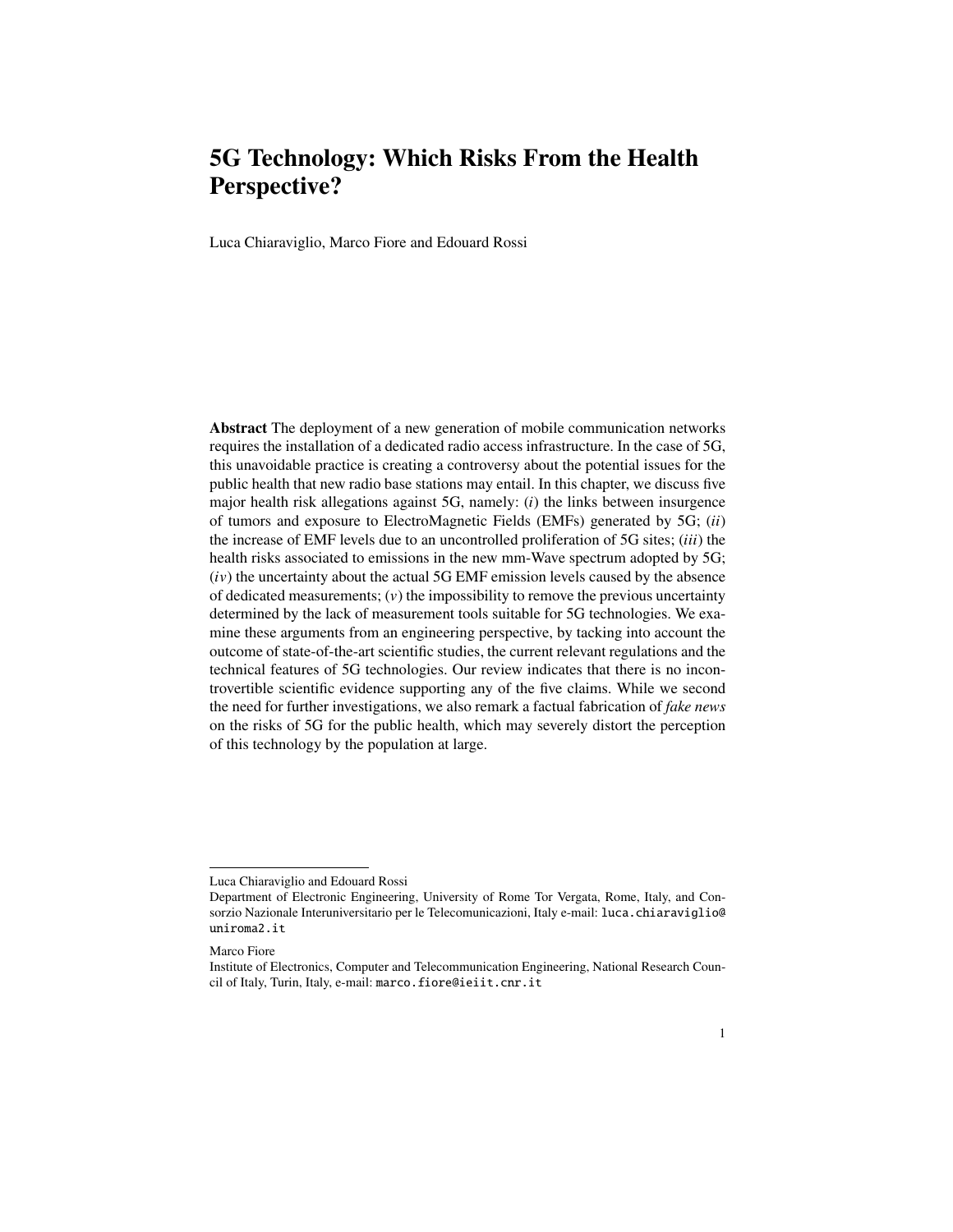# 5G Technology: Which Risks From the Health Perspective?

Luca Chiaraviglio, Marco Fiore and Edouard Rossi

**Abstract** The deployment of a new generation of mobile communication networks requires the installation of a dedicated radio access infrastructure. In the case of 5G, this unavoidable practice is creating a controversy about the potential issues for the public health that new radio base stations may entail. In this chapter, we discuss five major health risk allegations against 5G, namely: (*i*) the links between insurgence of tumors and exposure to ElectroMagnetic Fields (EMFs) generated by 5G; (*ii*) the increase of EMF levels due to an uncontrolled proliferation of 5G sites; (*iii*) the health risks associated to emissions in the new mm-Wave spectrum adopted by 5G; (*iv*) the uncertainty about the actual 5G EMF emission levels caused by the absence of dedicated measurements; (*v*) the impossibility to remove the previous uncertainty determined by the lack of measurement tools suitable for 5G technologies. We examine these arguments from an engineering perspective, by tacking into account the outcome of state-of-the-art scientific studies, the current relevant regulations and the technical features of 5G technologies. Our review indicates that there is no incontrovertible scientific evidence supporting any of the five claims. While we second the need for further investigations, we also remark a factual fabrication of *fake news* on the risks of 5G for the public health, which may severely distort the perception of this technology by the population at large.

---

Luca Chiaraviglio and Edouard Rossi
Department of Electronic Engineering, University of Rome Tor Vergata, Rome, Italy, and Consorzio Nazionale Interuniversitario per le Telecomunicazioni, Italy e-mail: luca.chiaraviglio@uniroma2.it

Marco Fiore
Institute of Electronics, Computer and Telecommunication Engineering, National Research Council of Italy, Turin, Italy, e-mail: marco.fiore@ieiit.cnr.it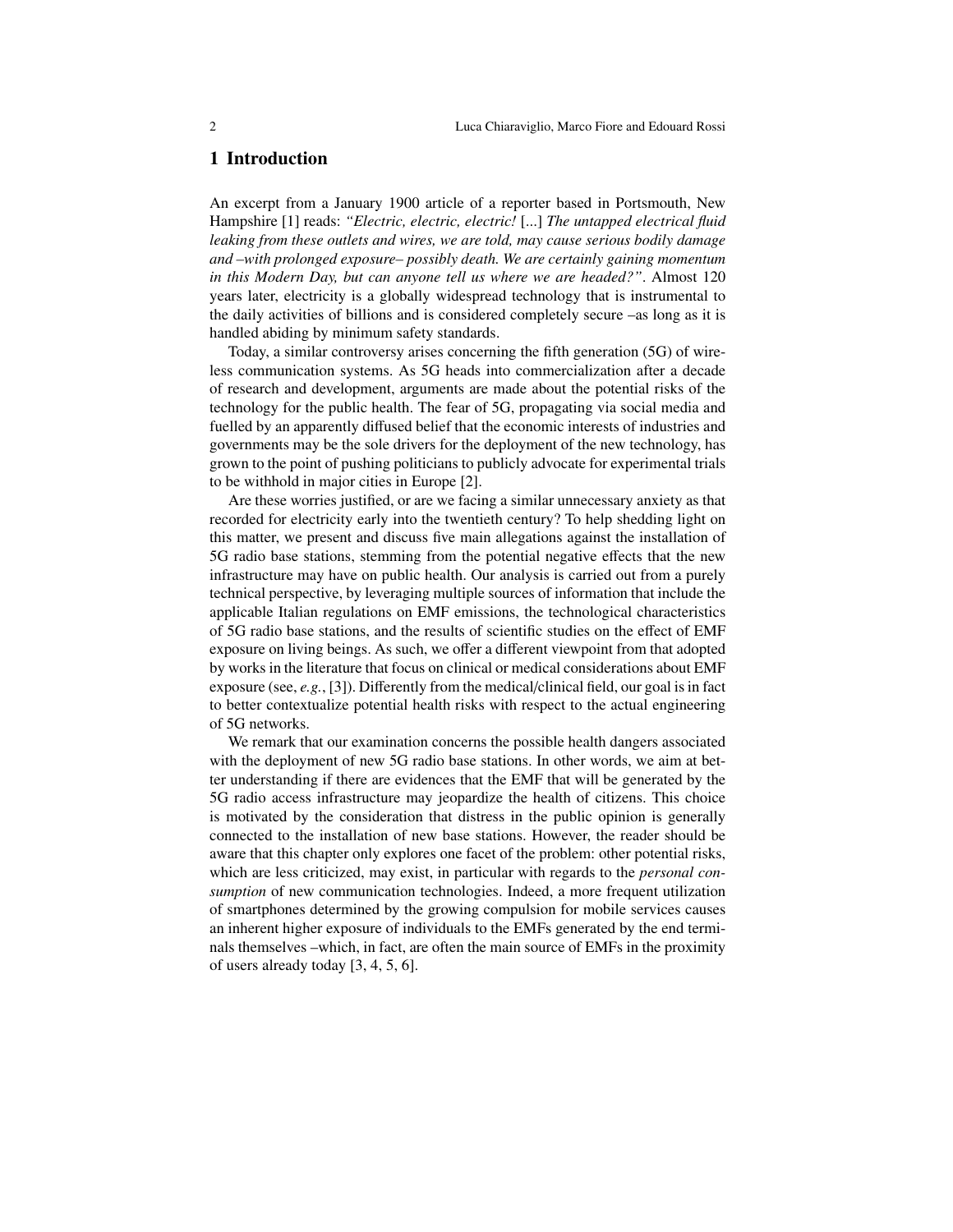# 1 Introduction

An excerpt from a January 1900 article of a reporter based in Portsmouth, New Hampshire [1] reads: *"Electric, electric, electric!* [...] *The untapped electrical fluid leaking from these outlets and wires, we are told, may cause serious bodily damage and –with prolonged exposure– possibly death. We are certainly gaining momentum in this Modern Day, but can anyone tell us where we are headed?"*. Almost 120 years later, electricity is a globally widespread technology that is instrumental to the daily activities of billions and is considered completely secure –as long as it is handled abiding by minimum safety standards.

Today, a similar controversy arises concerning the fifth generation (5G) of wireless communication systems. As 5G heads into commercialization after a decade of research and development, arguments are made about the potential risks of the technology for the public health. The fear of 5G, propagating via social media and fuelled by an apparently diffused belief that the economic interests of industries and governments may be the sole drivers for the deployment of the new technology, has grown to the point of pushing politicians to publicly advocate for experimental trials to be withhold in major cities in Europe [2].

Are these worries justified, or are we facing a similar unnecessary anxiety as that recorded for electricity early into the twentieth century? To help shedding light on this matter, we present and discuss five main allegations against the installation of 5G radio base stations, stemming from the potential negative effects that the new infrastructure may have on public health. Our analysis is carried out from a purely technical perspective, by leveraging multiple sources of information that include the applicable Italian regulations on EMF emissions, the technological characteristics of 5G radio base stations, and the results of scientific studies on the effect of EMF exposure on living beings. As such, we offer a different viewpoint from that adopted by works in the literature that focus on clinical or medical considerations about EMF exposure (see, *e.g.*, [3]). Differently from the medical/clinical field, our goal is in fact to better contextualize potential health risks with respect to the actual engineering of 5G networks.

We remark that our examination concerns the possible health dangers associated with the deployment of new 5G radio base stations. In other words, we aim at better understanding if there are evidences that the EMF that will be generated by the 5G radio access infrastructure may jeopardize the health of citizens. This choice is motivated by the consideration that distress in the public opinion is generally connected to the installation of new base stations. However, the reader should be aware that this chapter only explores one facet of the problem: other potential risks, which are less criticized, may exist, in particular with regards to the *personal consumption* of new communication technologies. Indeed, a more frequent utilization of smartphones determined by the growing compulsion for mobile services causes an inherent higher exposure of individuals to the EMFs generated by the end terminals themselves –which, in fact, are often the main source of EMFs in the proximity of users already today [3, 4, 5, 6].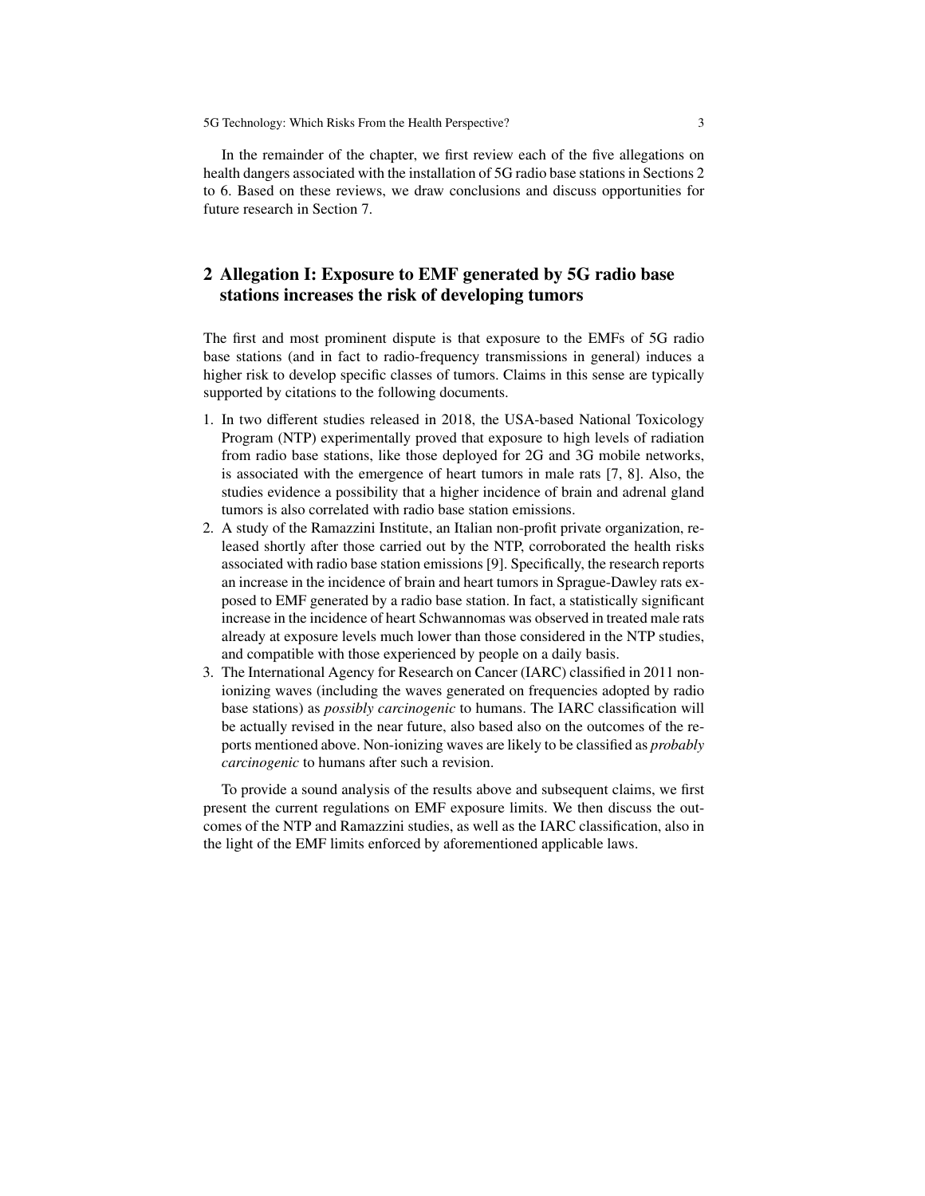In the remainder of the chapter, we first review each of the five allegations on health dangers associated with the installation of 5G radio base stations in Sections 2 to 6. Based on these reviews, we draw conclusions and discuss opportunities for future research in Section 7.

## 2 Allegation I: Exposure to EMF generated by 5G radio base stations increases the risk of developing tumors

The first and most prominent dispute is that exposure to the EMFs of 5G radio base stations (and in fact to radio-frequency transmissions in general) induces a higher risk to develop specific classes of tumors. Claims in this sense are typically supported by citations to the following documents.

1. In two different studies released in 2018, the USA-based National Toxicology Program (NTP) experimentally proved that exposure to high levels of radiation from radio base stations, like those deployed for 2G and 3G mobile networks, is associated with the emergence of heart tumors in male rats [7, 8]. Also, the studies evidence a possibility that a higher incidence of brain and adrenal gland tumors is also correlated with radio base station emissions.
2. A study of the Ramazzini Institute, an Italian non-profit private organization, released shortly after those carried out by the NTP, corroborated the health risks associated with radio base station emissions [9]. Specifically, the research reports an increase in the incidence of brain and heart tumors in Sprague-Dawley rats exposed to EMF generated by a radio base station. In fact, a statistically significant increase in the incidence of heart Schwannomas was observed in treated male rats already at exposure levels much lower than those considered in the NTP studies, and compatible with those experienced by people on a daily basis.
3. The International Agency for Research on Cancer (IARC) classified in 2011 non-ionizing waves (including the waves generated on frequencies adopted by radio base stations) as *possibly carcinogenic* to humans. The IARC classification will be actually revised in the near future, also based also on the outcomes of the reports mentioned above. Non-ionizing waves are likely to be classified as *probably carcinogenic* to humans after such a revision.

To provide a sound analysis of the results above and subsequent claims, we first present the current regulations on EMF exposure limits. We then discuss the outcomes of the NTP and Ramazzini studies, as well as the IARC classification, also in the light of the EMF limits enforced by aforementioned applicable laws.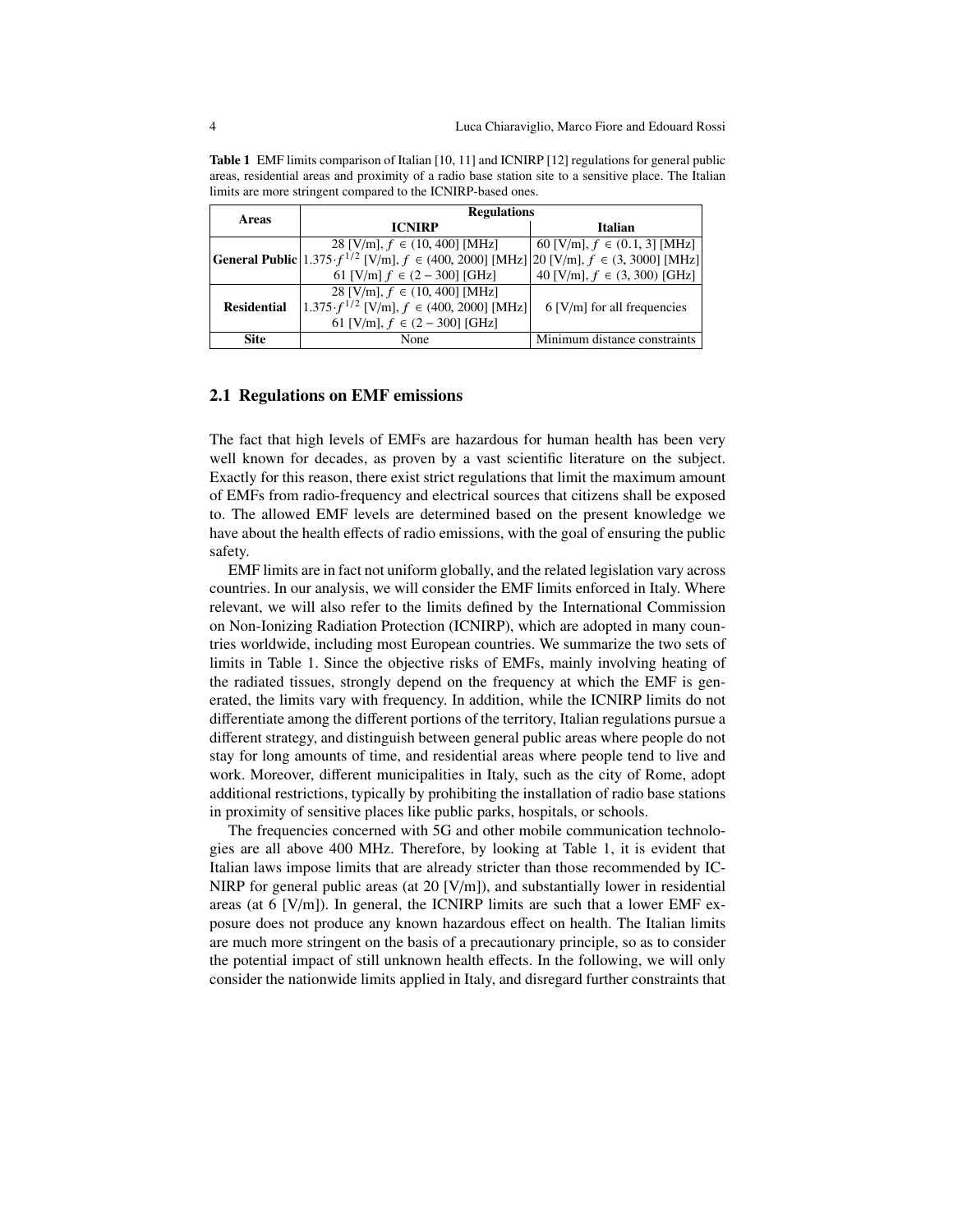**Table 1** EMF limits comparison of Italian [10, 11] and ICNIRP [12] regulations for general public areas, residential areas and proximity of a radio base station site to a sensitive place. The Italian limits are more stringent compared to the ICNIRP-based ones.

| Areas | Regulations | |
|---|---|---|
| | **ICNIRP** | **Italian** |
| **General Public** | 28 [V/m], $f \in (10, 400]$ [MHz] | 60 [V/m], $f \in (0.1, 3]$ [MHz] |
| | $1.375 \cdot f^{1/2}$ [V/m], $f \in (400, 2000]$ [MHz] | 20 [V/m], $f \in (3, 3000]$ [MHz] |
| | 61 [V/m] $f \in (2-300]$ [GHz] | 40 [V/m], $f \in (3, 300)$ [GHz] |
| **Residential** | 28 [V/m], $f \in (10, 400]$ [MHz] | 6 [V/m] for all frequencies |
| | $1.375 \cdot f^{1/2}$ [V/m], $f \in (400, 2000]$ [MHz] | |
| | 61 [V/m], $f \in (2-300]$ [GHz] | |
| **Site** | None | Minimum distance constraints |

## 2.1 Regulations on EMF emissions

The fact that high levels of EMFs are hazardous for human health has been very well known for decades, as proven by a vast scientific literature on the subject. Exactly for this reason, there exist strict regulations that limit the maximum amount of EMFs from radio-frequency and electrical sources that citizens shall be exposed to. The allowed EMF levels are determined based on the present knowledge we have about the health effects of radio emissions, with the goal of ensuring the public safety.

EMF limits are in fact not uniform globally, and the related legislation vary across countries. In our analysis, we will consider the EMF limits enforced in Italy. Where relevant, we will also refer to the limits defined by the International Commission on Non-Ionizing Radiation Protection (ICNIRP), which are adopted in many countries worldwide, including most European countries. We summarize the two sets of limits in Table 1. Since the objective risks of EMFs, mainly involving heating of the radiated tissues, strongly depend on the frequency at which the EMF is generated, the limits vary with frequency. In addition, while the ICNIRP limits do not differentiate among the different portions of the territory, Italian regulations pursue a different strategy, and distinguish between general public areas where people do not stay for long amounts of time, and residential areas where people tend to live and work. Moreover, different municipalities in Italy, such as the city of Rome, adopt additional restrictions, typically by prohibiting the installation of radio base stations in proximity of sensitive places like public parks, hospitals, or schools.

The frequencies concerned with 5G and other mobile communication technologies are all above 400 MHz. Therefore, by looking at Table 1, it is evident that Italian laws impose limits that are already stricter than those recommended by ICNIRP for general public areas (at 20 [V/m]), and substantially lower in residential areas (at 6 [V/m]). In general, the ICNIRP limits are such that a lower EMF exposure does not produce any known hazardous effect on health. The Italian limits are much more stringent on the basis of a precautionary principle, so as to consider the potential impact of still unknown health effects. In the following, we will only consider the nationwide limits applied in Italy, and disregard further constraints that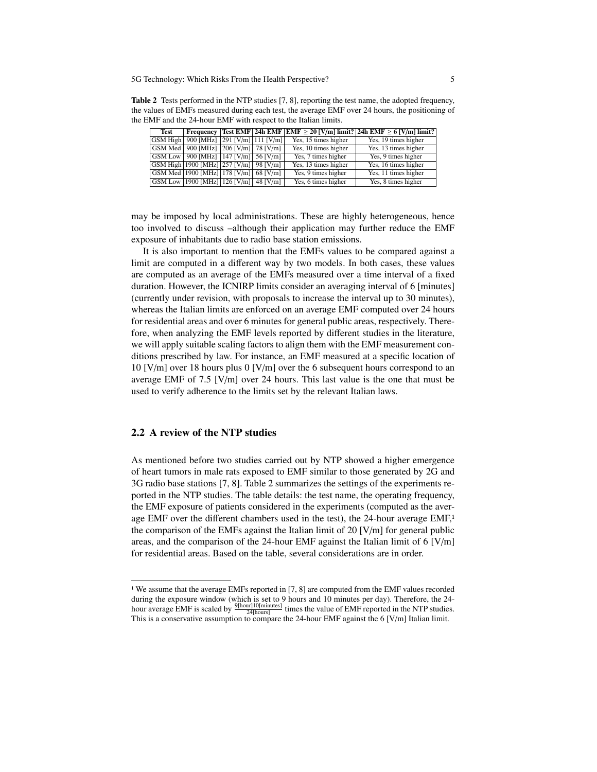**Table 2** Tests performed in the NTP studies [7, 8], reporting the test name, the adopted frequency, the values of EMFs measured during each test, the average EMF over 24 hours, the positioning of the EMF and the 24-hour EMF with respect to the Italian limits.

| Test | Frequency | Test EMF | 24h EMF | EMF $\geq$ 20 [V/m] limit? | 24h EMF $\geq$ 6 [V/m] limit? |
|---|---|---|---|---|---|
| GSM High | 900 [MHz] | 291 [V/m] | 111 [V/m] | Yes, 15 times higher | Yes, 19 times higher |
| GSM Med | 900 [MHz] | 206 [V/m] | 78 [V/m] | Yes, 10 times higher | Yes, 13 times higher |
| GSM Low | 900 [MHz] | 147 [V/m] | 56 [V/m] | Yes, 7 times higher | Yes, 9 times higher |
| GSM High | 1900 [MHz] | 257 [V/m] | 98 [V/m] | Yes, 13 times higher | Yes, 16 times higher |
| GSM Med | 1900 [MHz] | 178 [V/m] | 68 [V/m] | Yes, 9 times higher | Yes, 11 times higher |
| GSM Low | 1900 [MHz] | 126 [V/m] | 48 [V/m] | Yes, 6 times higher | Yes, 8 times higher |

may be imposed by local administrations. These are highly heterogeneous, hence too involved to discuss –although their application may further reduce the EMF exposure of inhabitants due to radio base station emissions.

It is also important to mention that the EMFs values to be compared against a limit are computed in a different way by two models. In both cases, these values are computed as an average of the EMFs measured over a time interval of a fixed duration. However, the ICNIRP limits consider an averaging interval of 6 [minutes] (currently under revision, with proposals to increase the interval up to 30 minutes), whereas the Italian limits are enforced on an average EMF computed over 24 hours for residential areas and over 6 minutes for general public areas, respectively. Therefore, when analyzing the EMF levels reported by different studies in the literature, we will apply suitable scaling factors to align them with the EMF measurement conditions prescribed by law. For instance, an EMF measured at a specific location of 10 [V/m] over 18 hours plus 0 [V/m] over the 6 subsequent hours correspond to an average EMF of 7.5 [V/m] over 24 hours. This last value is the one that must be used to verify adherence to the limits set by the relevant Italian laws.

## 2.2 A review of the NTP studies

As mentioned before two studies carried out by NTP showed a higher emergence of heart tumors in male rats exposed to EMF similar to those generated by 2G and 3G radio base stations [7, 8]. Table 2 summarizes the settings of the experiments reported in the NTP studies. The table details: the test name, the operating frequency, the EMF exposure of patients considered in the experiments (computed as the average EMF over the different chambers used in the test), the 24-hour average EMF,[1] the comparison of the EMFs against the Italian limit of 20 [V/m] for general public areas, and the comparison of the 24-hour EMF against the Italian limit of 6 [V/m] for residential areas. Based on the table, several considerations are in order.

---

[1] We assume that the average EMFs reported in [7, 8] are computed from the EMF values recorded during the exposure window (which is set to 9 hours and 10 minutes per day). Therefore, the 24-hour average EMF is scaled by $\frac{9[\text{hour}]10[\text{minutes}]}{24[\text{hours}]}$ times the value of EMF reported in the NTP studies. This is a conservative assumption to compare the 24-hour EMF against the 6 [V/m] Italian limit.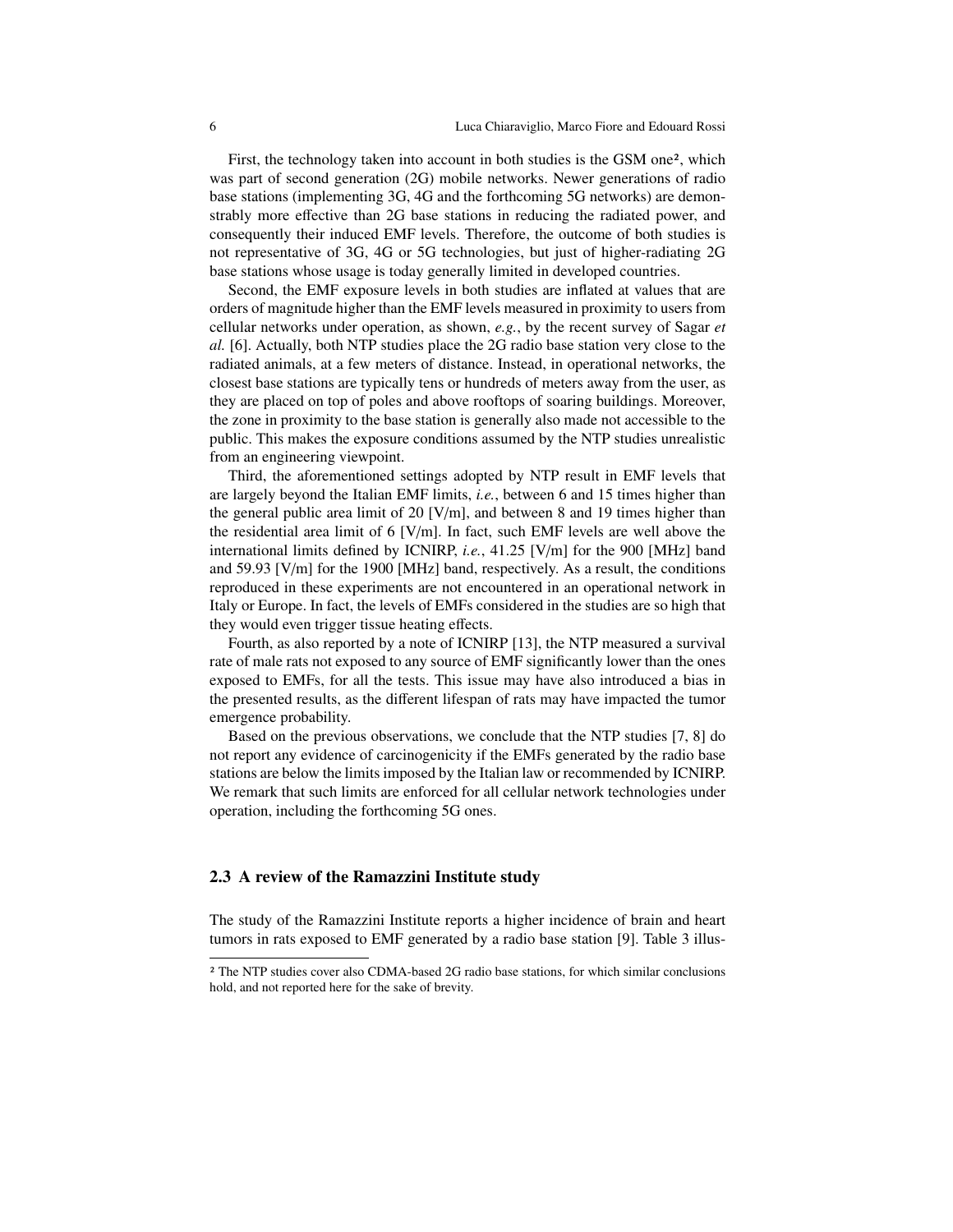First, the technology taken into account in both studies is the GSM one[2], which was part of second generation (2G) mobile networks. Newer generations of radio base stations (implementing 3G, 4G and the forthcoming 5G networks) are demonstrably more effective than 2G base stations in reducing the radiated power, and consequently their induced EMF levels. Therefore, the outcome of both studies is not representative of 3G, 4G or 5G technologies, but just of higher-radiating 2G base stations whose usage is today generally limited in developed countries.

Second, the EMF exposure levels in both studies are inflated at values that are orders of magnitude higher than the EMF levels measured in proximity to users from cellular networks under operation, as shown, *e.g.*, by the recent survey of Sagar *et al.* [6]. Actually, both NTP studies place the 2G radio base station very close to the radiated animals, at a few meters of distance. Instead, in operational networks, the closest base stations are typically tens or hundreds of meters away from the user, as they are placed on top of poles and above rooftops of soaring buildings. Moreover, the zone in proximity to the base station is generally also made not accessible to the public. This makes the exposure conditions assumed by the NTP studies unrealistic from an engineering viewpoint.

Third, the aforementioned settings adopted by NTP result in EMF levels that are largely beyond the Italian EMF limits, *i.e.*, between 6 and 15 times higher than the general public area limit of 20 [V/m], and between 8 and 19 times higher than the residential area limit of 6 [V/m]. In fact, such EMF levels are well above the international limits defined by ICNIRP, *i.e.*, 41.25 [V/m] for the 900 [MHz] band and 59.93 [V/m] for the 1900 [MHz] band, respectively. As a result, the conditions reproduced in these experiments are not encountered in an operational network in Italy or Europe. In fact, the levels of EMFs considered in the studies are so high that they would even trigger tissue heating effects.

Fourth, as also reported by a note of ICNIRP [13], the NTP measured a survival rate of male rats not exposed to any source of EMF significantly lower than the ones exposed to EMFs, for all the tests. This issue may have also introduced a bias in the presented results, as the different lifespan of rats may have impacted the tumor emergence probability.

Based on the previous observations, we conclude that the NTP studies [7, 8] do not report any evidence of carcinogenicity if the EMFs generated by the radio base stations are below the limits imposed by the Italian law or recommended by ICNIRP. We remark that such limits are enforced for all cellular network technologies under operation, including the forthcoming 5G ones.

## 2.3 A review of the Ramazzini Institute study

The study of the Ramazzini Institute reports a higher incidence of brain and heart tumors in rats exposed to EMF generated by a radio base station [9]. Table 3 illus-

[2] The NTP studies cover also CDMA-based 2G radio base stations, for which similar conclusions hold, and not reported here for the sake of brevity.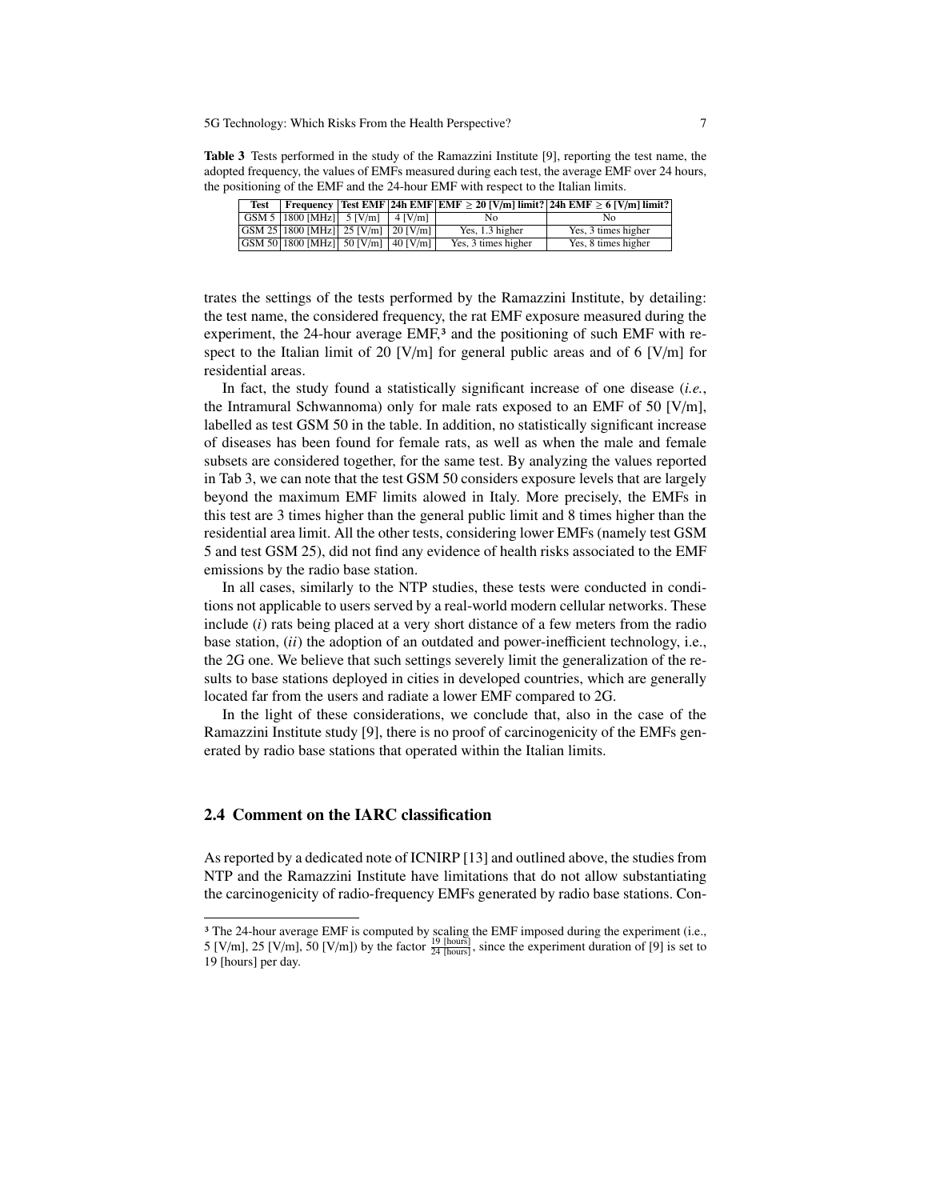**Table 3** Tests performed in the study of the Ramazzini Institute [9], reporting the test name, the adopted frequency, the values of EMFs measured during each test, the average EMF over 24 hours, the positioning of the EMF and the 24-hour EMF with respect to the Italian limits.

| Test | Frequency | Test EMF | 24h EMF | EMF $\geq$ 20 [V/m] limit? | 24h EMF $\geq$ 6 [V/m] limit? |
|---|---|---|---|---|---|
| GSM 5 | 1800 [MHz] | 5 [V/m] | 4 [V/m] | No | No |
| GSM 25 | 1800 [MHz] | 25 [V/m] | 20 [V/m] | Yes, 1.3 higher | Yes, 3 times higher |
| GSM 50 | 1800 [MHz] | 50 [V/m] | 40 [V/m] | Yes, 3 times higher | Yes, 8 times higher |

trates the settings of the tests performed by the Ramazzini Institute, by detailing: the test name, the considered frequency, the rat EMF exposure measured during the experiment, the 24-hour average EMF,[3] and the positioning of such EMF with respect to the Italian limit of 20 [V/m] for general public areas and of 6 [V/m] for residential areas.

In fact, the study found a statistically significant increase of one disease (*i.e.*, the Intramural Schwannoma) only for male rats exposed to an EMF of 50 [V/m], labelled as test GSM 50 in the table. In addition, no statistically significant increase of diseases has been found for female rats, as well as when the male and female subsets are considered together, for the same test. By analyzing the values reported in Tab 3, we can note that the test GSM 50 considers exposure levels that are largely beyond the maximum EMF limits alowed in Italy. More precisely, the EMFs in this test are 3 times higher than the general public limit and 8 times higher than the residential area limit. All the other tests, considering lower EMFs (namely test GSM 5 and test GSM 25), did not find any evidence of health risks associated to the EMF emissions by the radio base station.

In all cases, similarly to the NTP studies, these tests were conducted in conditions not applicable to users served by a real-world modern cellular networks. These include (*i*) rats being placed at a very short distance of a few meters from the radio base station, (*ii*) the adoption of an outdated and power-inefficient technology, i.e., the 2G one. We believe that such settings severely limit the generalization of the results to base stations deployed in cities in developed countries, which are generally located far from the users and radiate a lower EMF compared to 2G.

In the light of these considerations, we conclude that, also in the case of the Ramazzini Institute study [9], there is no proof of carcinogenicity of the EMFs generated by radio base stations that operated within the Italian limits.

## 2.4 Comment on the IARC classification

As reported by a dedicated note of ICNIRP [13] and outlined above, the studies from NTP and the Ramazzini Institute have limitations that do not allow substantiating the carcinogenicity of radio-frequency EMFs generated by radio base stations. Con-

---

[3] The 24-hour average EMF is computed by scaling the EMF imposed during the experiment (i.e., 5 [V/m], 25 [V/m], 50 [V/m]) by the factor $\frac{19 \text{ [hours]}}{24 \text{ [hours]}}$, since the experiment duration of [9] is set to 19 [hours] per day.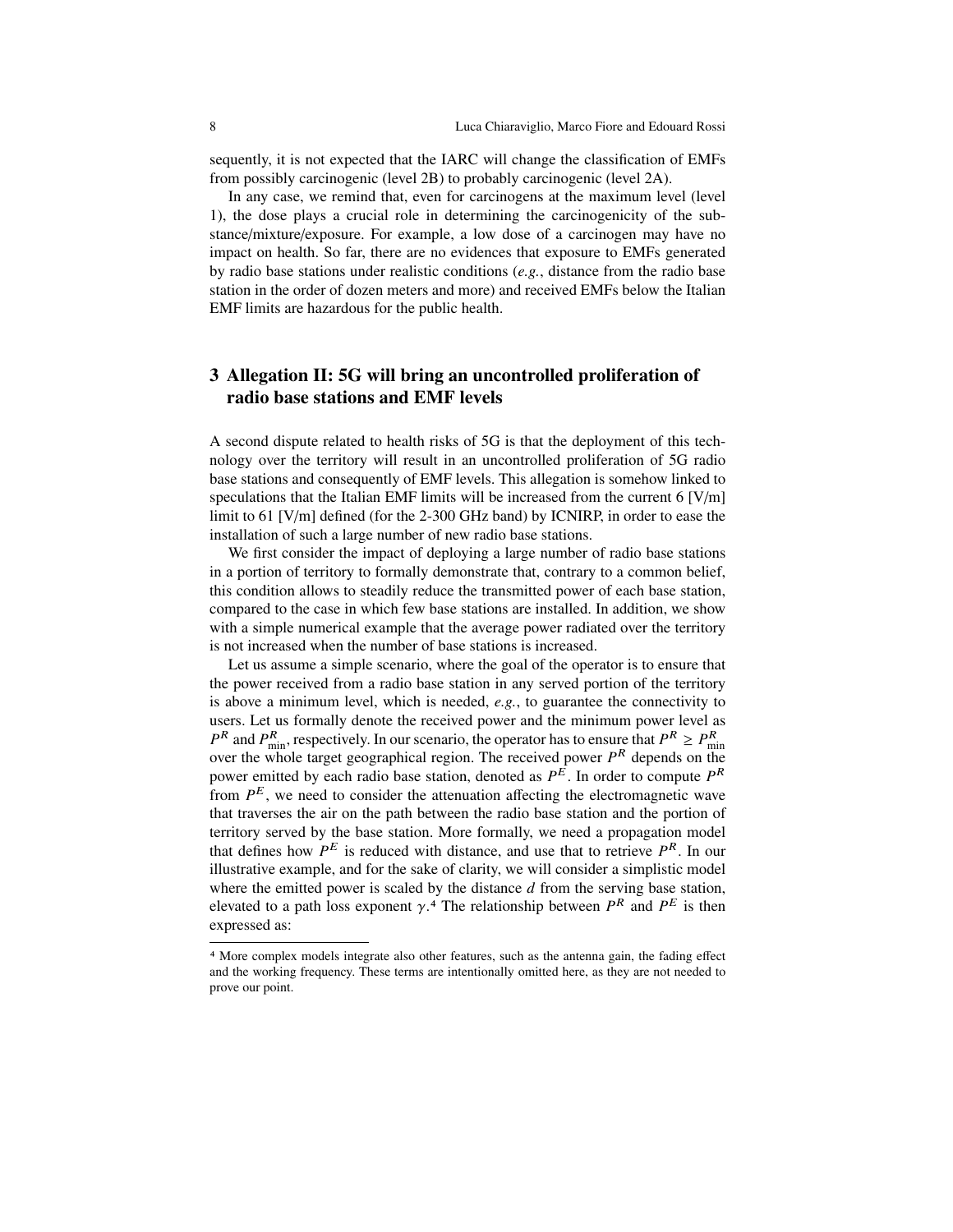sequently, it is not expected that the IARC will change the classification of EMFs from possibly carcinogenic (level 2B) to probably carcinogenic (level 2A).

In any case, we remind that, even for carcinogens at the maximum level (level 1), the dose plays a crucial role in determining the carcinogenicity of the substance/mixture/exposure. For example, a low dose of a carcinogen may have no impact on health. So far, there are no evidences that exposure to EMFs generated by radio base stations under realistic conditions (*e.g.*, distance from the radio base station in the order of dozen meters and more) and received EMFs below the Italian EMF limits are hazardous for the public health.

## 3 Allegation II: 5G will bring an uncontrolled proliferation of radio base stations and EMF levels

A second dispute related to health risks of 5G is that the deployment of this technology over the territory will result in an uncontrolled proliferation of 5G radio base stations and consequently of EMF levels. This allegation is somehow linked to speculations that the Italian EMF limits will be increased from the current 6 [V/m] limit to 61 [V/m] defined (for the 2-300 GHz band) by ICNIRP, in order to ease the installation of such a large number of new radio base stations.

We first consider the impact of deploying a large number of radio base stations in a portion of territory to formally demonstrate that, contrary to a common belief, this condition allows to steadily reduce the transmitted power of each base station, compared to the case in which few base stations are installed. In addition, we show with a simple numerical example that the average power radiated over the territory is not increased when the number of base stations is increased.

Let us assume a simple scenario, where the goal of the operator is to ensure that the power received from a radio base station in any served portion of the territory is above a minimum level, which is needed, *e.g.*, to guarantee the connectivity to users. Let us formally denote the received power and the minimum power level as $P^R$ and $P^R_{\text{min}}$, respectively. In our scenario, the operator has to ensure that $P^R \geq P^R_{\text{min}}$ over the whole target geographical region. The received power $P^R$ depends on the power emitted by each radio base station, denoted as $P^E$. In order to compute $P^R$ from $P^E$, we need to consider the attenuation affecting the electromagnetic wave that traverses the air on the path between the radio base station and the portion of territory served by the base station. More formally, we need a propagation model that defines how $P^E$ is reduced with distance, and use that to retrieve $P^R$. In our illustrative example, and for the sake of clarity, we will consider a simplistic model where the emitted power is scaled by the distance $d$ from the serving base station, elevated to a path loss exponent $\gamma$.[4] The relationship between $P^R$ and $P^E$ is then expressed as:

[4] More complex models integrate also other features, such as the antenna gain, the fading effect and the working frequency. These terms are intentionally omitted here, as they are not needed to prove our point.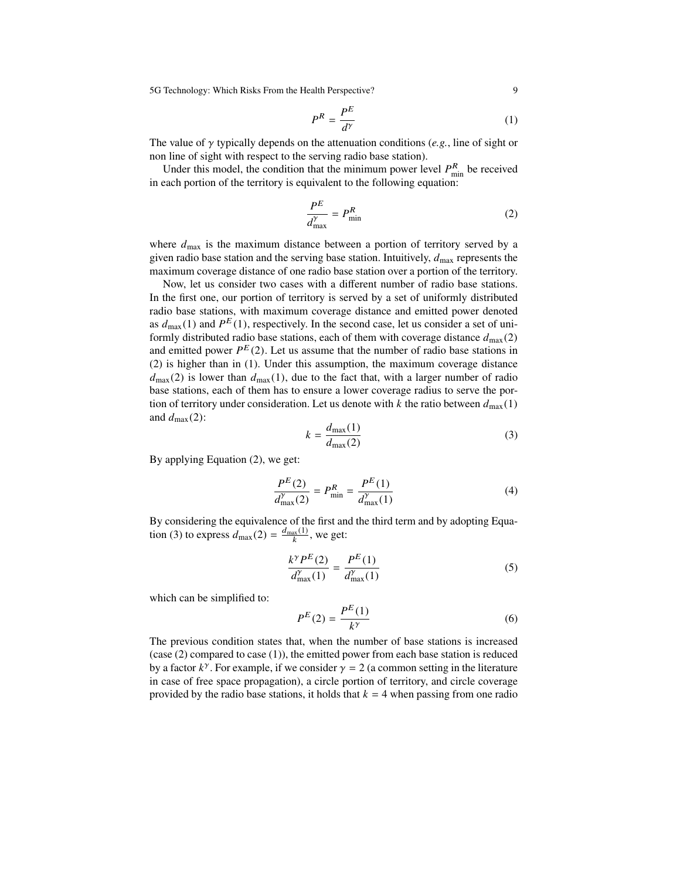$$P^R = \frac{P^E}{d^\gamma} \tag{1}$$

The value of $\gamma$ typically depends on the attenuation conditions (*e.g.*, line of sight or non line of sight with respect to the serving radio base station).

Under this model, the condition that the minimum power level $P^R_{\min}$ be received in each portion of the territory is equivalent to the following equation:

$$\frac{P^E}{d^\gamma_{\max}} = P^R_{\min} \tag{2}$$

where $d_{\max}$ is the maximum distance between a portion of territory served by a given radio base station and the serving base station. Intuitively, $d_{\max}$ represents the maximum coverage distance of one radio base station over a portion of the territory.

Now, let us consider two cases with a different number of radio base stations. In the first one, our portion of territory is served by a set of uniformly distributed radio base stations, with maximum coverage distance and emitted power denoted as $d_{\max}(1)$ and $P^E(1)$, respectively. In the second case, let us consider a set of uniformly distributed radio base stations, each of them with coverage distance $d_{\max}(2)$ and emitted power $P^E(2)$. Let us assume that the number of radio base stations in (2) is higher than in (1). Under this assumption, the maximum coverage distance $d_{\max}(2)$ is lower than $d_{\max}(1)$, due to the fact that, with a larger number of radio base stations, each of them has to ensure a lower coverage radius to serve the portion of territory under consideration. Let us denote with $k$ the ratio between $d_{\max}(1)$ and $d_{\max}(2)$:

$$k = \frac{d_{\max}(1)}{d_{\max}(2)} \tag{3}$$

By applying Equation (2), we get:

$$\frac{P^E(2)}{d^\gamma_{\max}(2)} = P^R_{\min} = \frac{P^E(1)}{d^\gamma_{\max}(1)} \tag{4}$$

By considering the equivalence of the first and the third term and by adopting Equation (3) to express $d_{\max}(2) = \frac{d_{\max}(1)}{k}$, we get:

$$\frac{k^\gamma P^E(2)}{d^\gamma_{\max}(1)} = \frac{P^E(1)}{d^\gamma_{\max}(1)} \tag{5}$$

which can be simplified to:

$$P^E(2) = \frac{P^E(1)}{k^\gamma} \tag{6}$$

The previous condition states that, when the number of base stations is increased (case (2) compared to case (1)), the emitted power from each base station is reduced by a factor $k^\gamma$. For example, if we consider $\gamma = 2$ (a common setting in the literature in case of free space propagation), a circle portion of territory, and circle coverage provided by the radio base stations, it holds that $k = 4$ when passing from one radio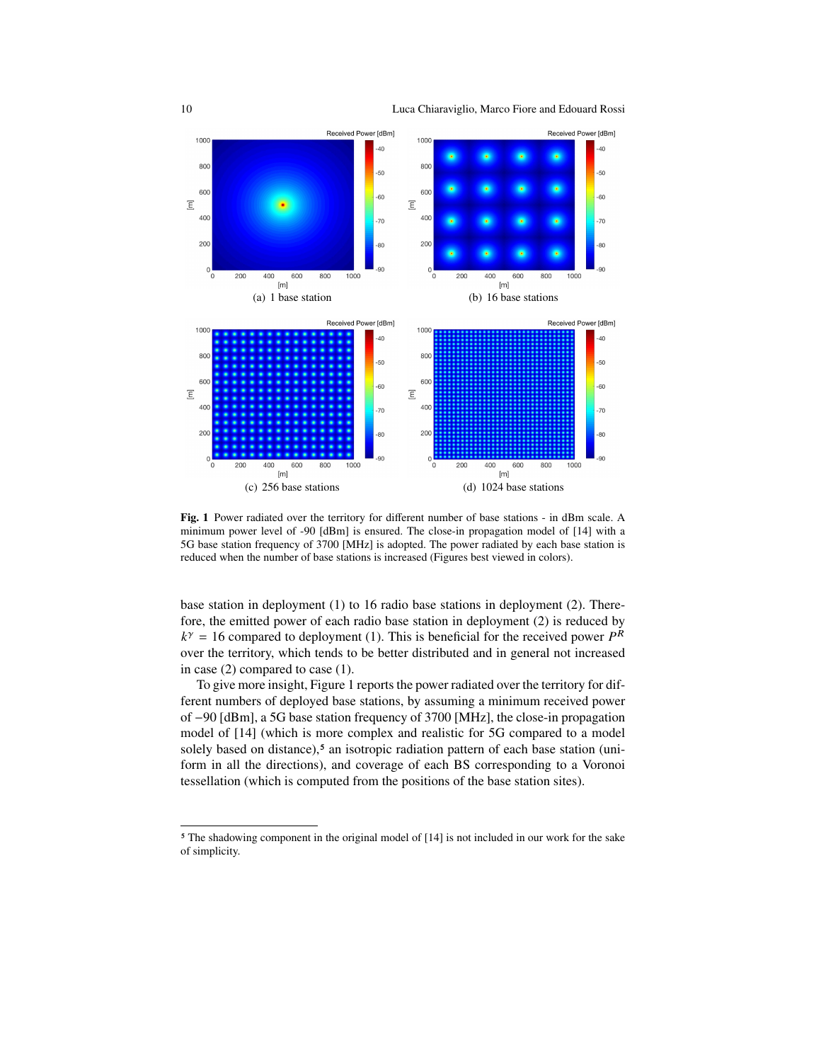(a) 1 base station

(b) 16 base stations

(c) 256 base stations

(d) 1024 base stations

**Fig. 1** Power radiated over the territory for different number of base stations - in dBm scale. A minimum power level of -90 [dBm] is ensured. The close-in propagation model of [14] with a 5G base station frequency of 3700 [MHz] is adopted. The power radiated by each base station is reduced when the number of base stations is increased (Figures best viewed in colors).

base station in deployment (1) to 16 radio base stations in deployment (2). Therefore, the emitted power of each radio base station in deployment (2) is reduced by $k^{\gamma} = 16$ compared to deployment (1). This is beneficial for the received power $P^R$ over the territory, which tends to be better distributed and in general not increased in case (2) compared to case (1).

To give more insight, Figure 1 reports the power radiated over the territory for different numbers of deployed base stations, by assuming a minimum received power of $-90$ [dBm], a 5G base station frequency of 3700 [MHz], the close-in propagation model of [14] (which is more complex and realistic for 5G compared to a model solely based on distance),[5] an isotropic radiation pattern of each base station (uniform in all the directions), and coverage of each BS corresponding to a Voronoi tessellation (which is computed from the positions of the base station sites).

[5] The shadowing component in the original model of [14] is not included in our work for the sake of simplicity.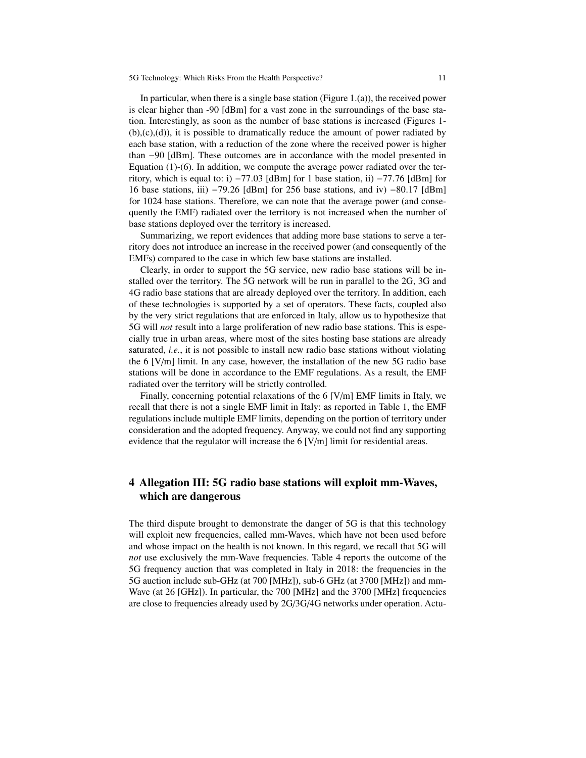In particular, when there is a single base station (Figure 1.(a)), the received power is clear higher than -90 [dBm] for a vast zone in the surroundings of the base station. Interestingly, as soon as the number of base stations is increased (Figures 1-(b),(c),(d)), it is possible to dramatically reduce the amount of power radiated by each base station, with a reduction of the zone where the received power is higher than $-90$ [dBm]. These outcomes are in accordance with the model presented in Equation (1)-(6). In addition, we compute the average power radiated over the territory, which is equal to: i) $-77.03$ [dBm] for 1 base station, ii) $-77.76$ [dBm] for 16 base stations, iii) $-79.26$ [dBm] for 256 base stations, and iv) $-80.17$ [dBm] for 1024 base stations. Therefore, we can note that the average power (and consequently the EMF) radiated over the territory is not increased when the number of base stations deployed over the territory is increased.

Summarizing, we report evidences that adding more base stations to serve a territory does not introduce an increase in the received power (and consequently of the EMFs) compared to the case in which few base stations are installed.

Clearly, in order to support the 5G service, new radio base stations will be installed over the territory. The 5G network will be run in parallel to the 2G, 3G and 4G radio base stations that are already deployed over the territory. In addition, each of these technologies is supported by a set of operators. These facts, coupled also by the very strict regulations that are enforced in Italy, allow us to hypothesize that 5G will *not* result into a large proliferation of new radio base stations. This is especially true in urban areas, where most of the sites hosting base stations are already saturated, *i.e.*, it is not possible to install new radio base stations without violating the 6 [V/m] limit. In any case, however, the installation of the new 5G radio base stations will be done in accordance to the EMF regulations. As a result, the EMF radiated over the territory will be strictly controlled.

Finally, concerning potential relaxations of the 6 [V/m] EMF limits in Italy, we recall that there is not a single EMF limit in Italy: as reported in Table 1, the EMF regulations include multiple EMF limits, depending on the portion of territory under consideration and the adopted frequency. Anyway, we could not find any supporting evidence that the regulator will increase the 6 [V/m] limit for residential areas.

# 4 Allegation III: 5G radio base stations will exploit mm-Waves, which are dangerous

The third dispute brought to demonstrate the danger of 5G is that this technology will exploit new frequencies, called mm-Waves, which have not been used before and whose impact on the health is not known. In this regard, we recall that 5G will *not* use exclusively the mm-Wave frequencies. Table 4 reports the outcome of the 5G frequency auction that was completed in Italy in 2018: the frequencies in the 5G auction include sub-GHz (at 700 [MHz]), sub-6 GHz (at 3700 [MHz]) and mm-Wave (at 26 [GHz]). In particular, the 700 [MHz] and the 3700 [MHz] frequencies are close to frequencies already used by 2G/3G/4G networks under operation. Actu-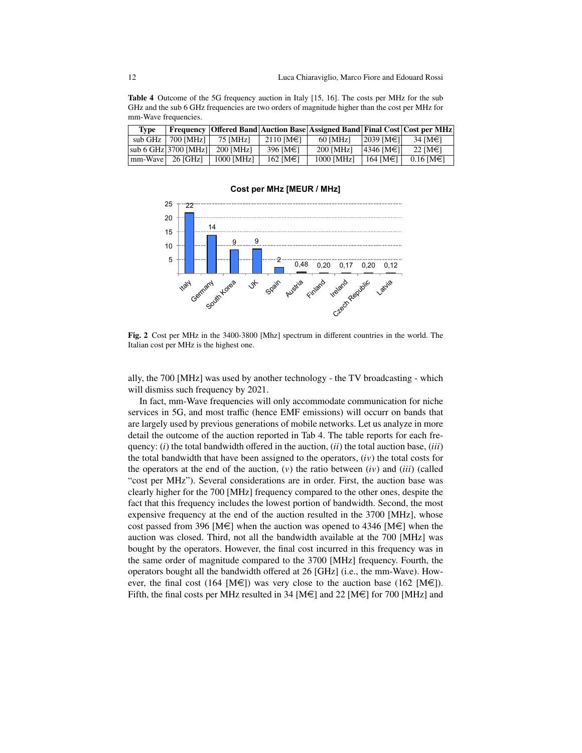**Table 4** Outcome of the 5G frequency auction in Italy [15, 16]. The costs per MHz for the sub GHz and the sub 6 GHz frequencies are two orders of magnitude higher than the cost per MHz for mm-Wave frequencies.

| Type | Frequency | Offered Band | Auction Base | Assigned Band | Final Cost | Cost per MHz |
|---|---|---|---|---|---|---|
| sub GHz | 700 [MHz] | 75 [MHz] | 2110 [M€] | 60 [MHz] | 2039 [M€] | 34 [M€] |
| sub 6 GHz | 3700 [MHz] | 200 [MHz] | 396 [M€] | 200 [MHz] | 4346 [M€] | 22 [M€] |
| mm-Wave | 26 [GHz] | 1000 [MHz] | 162 [M€] | 1000 [MHz] | 164 [M€] | 0.16 [M€] |

**Fig. 2** Cost per MHz in the 3400-3800 [Mhz] spectrum in different countries in the world. The Italian cost per MHz is the highest one.

ally, the 700 [MHz] was used by another technology - the TV broadcasting - which will dismiss such frequency by 2021.

In fact, mm-Wave frequencies will only accommodate communication for niche services in 5G, and most traffic (hence EMF emissions) will occurr on bands that are largely used by previous generations of mobile networks. Let us analyze in more detail the outcome of the auction reported in Tab 4. The table reports for each frequency: (*i*) the total bandwidth offered in the auction, (*ii*) the total auction base, (*iii*) the total bandwidth that have been assigned to the operators, (*iv*) the total costs for the operators at the end of the auction, (*v*) the ratio between (*iv*) and (*iii*) (called "cost per MHz"). Several considerations are in order. First, the auction base was clearly higher for the 700 [MHz] frequency compared to the other ones, despite the fact that this frequency includes the lowest portion of bandwidth. Second, the most expensive frequency at the end of the auction resulted in the 3700 [MHz], whose cost passed from 396 [M€] when the auction was opened to 4346 [M€] when the auction was closed. Third, not all the bandwidth available at the 700 [MHz] was bought by the operators. However, the final cost incurred in this frequency was in the same order of magnitude compared to the 3700 [MHz] frequency. Fourth, the operators bought all the bandwidth offered at 26 [GHz] (i.e., the mm-Wave). However, the final cost (164 [M€]) was very close to the auction base (162 [M€]). Fifth, the final costs per MHz resulted in 34 [M€] and 22 [M€] for 700 [MHz] and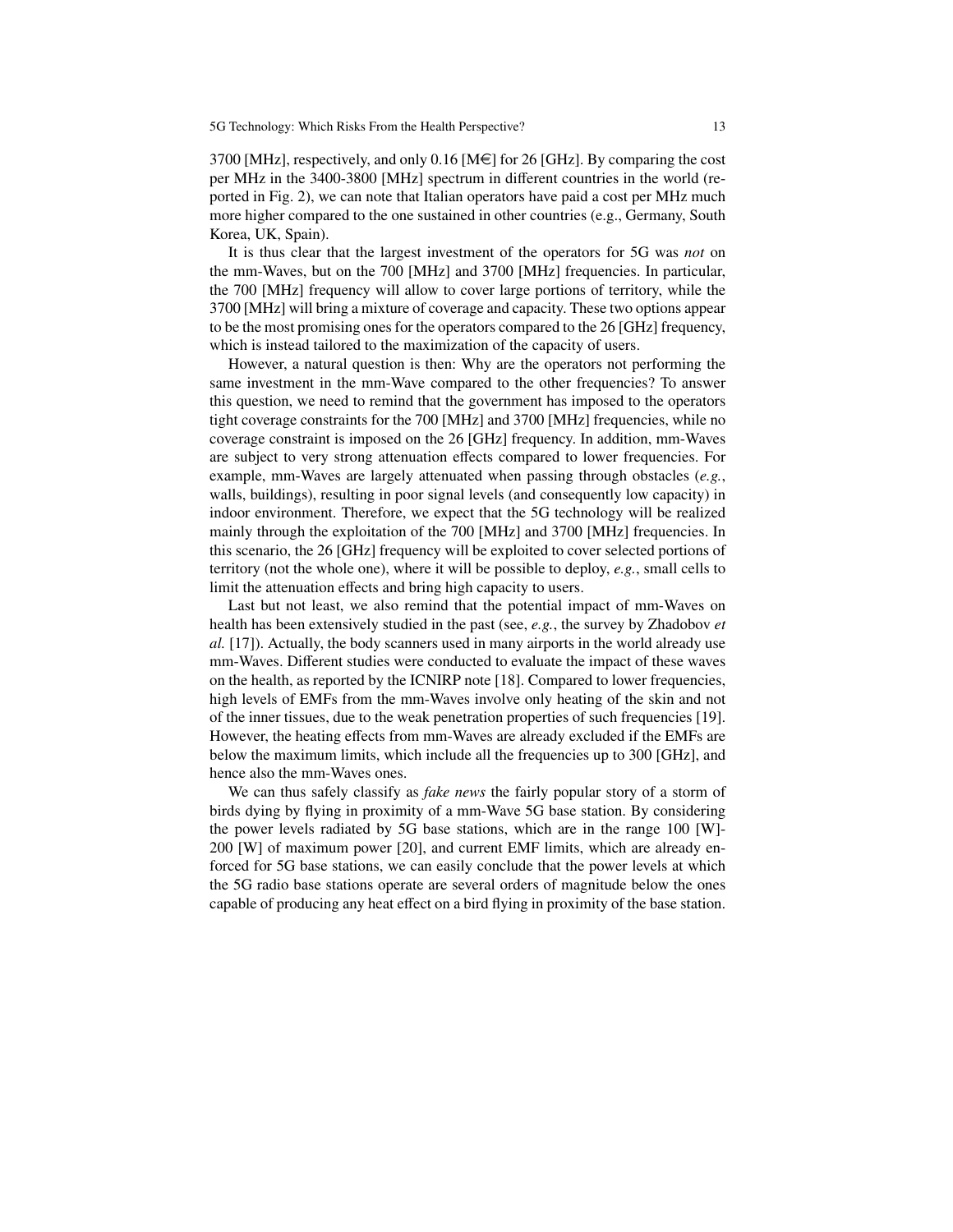3700 [MHz], respectively, and only 0.16 [M€] for 26 [GHz]. By comparing the cost per MHz in the 3400-3800 [MHz] spectrum in different countries in the world (reported in Fig. 2), we can note that Italian operators have paid a cost per MHz much more higher compared to the one sustained in other countries (e.g., Germany, South Korea, UK, Spain).

It is thus clear that the largest investment of the operators for 5G was *not* on the mm-Waves, but on the 700 [MHz] and 3700 [MHz] frequencies. In particular, the 700 [MHz] frequency will allow to cover large portions of territory, while the 3700 [MHz] will bring a mixture of coverage and capacity. These two options appear to be the most promising ones for the operators compared to the 26 [GHz] frequency, which is instead tailored to the maximization of the capacity of users.

However, a natural question is then: Why are the operators not performing the same investment in the mm-Wave compared to the other frequencies? To answer this question, we need to remind that the government has imposed to the operators tight coverage constraints for the 700 [MHz] and 3700 [MHz] frequencies, while no coverage constraint is imposed on the 26 [GHz] frequency. In addition, mm-Waves are subject to very strong attenuation effects compared to lower frequencies. For example, mm-Waves are largely attenuated when passing through obstacles (*e.g.*, walls, buildings), resulting in poor signal levels (and consequently low capacity) in indoor environment. Therefore, we expect that the 5G technology will be realized mainly through the exploitation of the 700 [MHz] and 3700 [MHz] frequencies. In this scenario, the 26 [GHz] frequency will be exploited to cover selected portions of territory (not the whole one), where it will be possible to deploy, *e.g.*, small cells to limit the attenuation effects and bring high capacity to users.

Last but not least, we also remind that the potential impact of mm-Waves on health has been extensively studied in the past (see, *e.g.*, the survey by Zhadobov *et al.* [17]). Actually, the body scanners used in many airports in the world already use mm-Waves. Different studies were conducted to evaluate the impact of these waves on the health, as reported by the ICNIRP note [18]. Compared to lower frequencies, high levels of EMFs from the mm-Waves involve only heating of the skin and not of the inner tissues, due to the weak penetration properties of such frequencies [19]. However, the heating effects from mm-Waves are already excluded if the EMFs are below the maximum limits, which include all the frequencies up to 300 [GHz], and hence also the mm-Waves ones.

We can thus safely classify as *fake news* the fairly popular story of a storm of birds dying by flying in proximity of a mm-Wave 5G base station. By considering the power levels radiated by 5G base stations, which are in the range 100 [W]-200 [W] of maximum power [20], and current EMF limits, which are already enforced for 5G base stations, we can easily conclude that the power levels at which the 5G radio base stations operate are several orders of magnitude below the ones capable of producing any heat effect on a bird flying in proximity of the base station.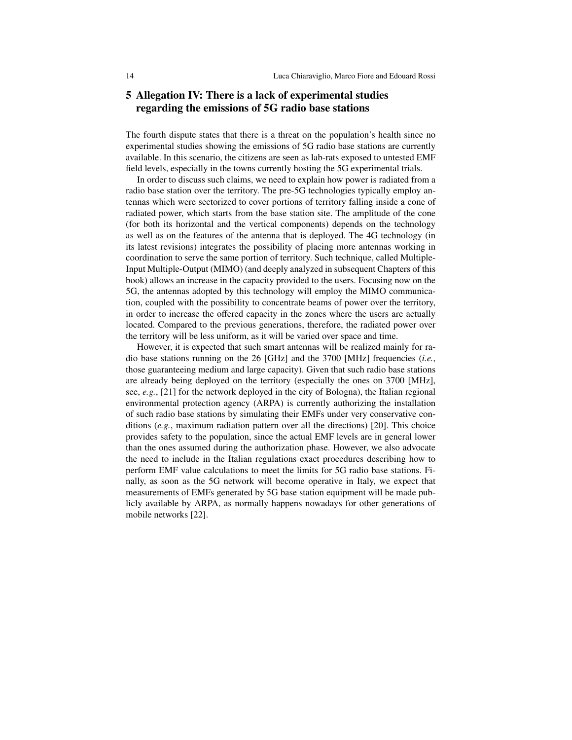## 5 Allegation IV: There is a lack of experimental studies regarding the emissions of 5G radio base stations

The fourth dispute states that there is a threat on the population's health since no experimental studies showing the emissions of 5G radio base stations are currently available. In this scenario, the citizens are seen as lab-rats exposed to untested EMF field levels, especially in the towns currently hosting the 5G experimental trials.

In order to discuss such claims, we need to explain how power is radiated from a radio base station over the territory. The pre-5G technologies typically employ antennas which were sectorized to cover portions of territory falling inside a cone of radiated power, which starts from the base station site. The amplitude of the cone (for both its horizontal and the vertical components) depends on the technology as well as on the features of the antenna that is deployed. The 4G technology (in its latest revisions) integrates the possibility of placing more antennas working in coordination to serve the same portion of territory. Such technique, called Multiple-Input Multiple-Output (MIMO) (and deeply analyzed in subsequent Chapters of this book) allows an increase in the capacity provided to the users. Focusing now on the 5G, the antennas adopted by this technology will employ the MIMO communication, coupled with the possibility to concentrate beams of power over the territory, in order to increase the offered capacity in the zones where the users are actually located. Compared to the previous generations, therefore, the radiated power over the territory will be less uniform, as it will be varied over space and time.

However, it is expected that such smart antennas will be realized mainly for radio base stations running on the 26 [GHz] and the 3700 [MHz] frequencies (*i.e.*, those guaranteeing medium and large capacity). Given that such radio base stations are already being deployed on the territory (especially the ones on 3700 [MHz], see, *e.g.*, [21] for the network deployed in the city of Bologna), the Italian regional environmental protection agency (ARPA) is currently authorizing the installation of such radio base stations by simulating their EMFs under very conservative conditions (*e.g.*, maximum radiation pattern over all the directions) [20]. This choice provides safety to the population, since the actual EMF levels are in general lower than the ones assumed during the authorization phase. However, we also advocate the need to include in the Italian regulations exact procedures describing how to perform EMF value calculations to meet the limits for 5G radio base stations. Finally, as soon as the 5G network will become operative in Italy, we expect that measurements of EMFs generated by 5G base station equipment will be made publicly available by ARPA, as normally happens nowadays for other generations of mobile networks [22].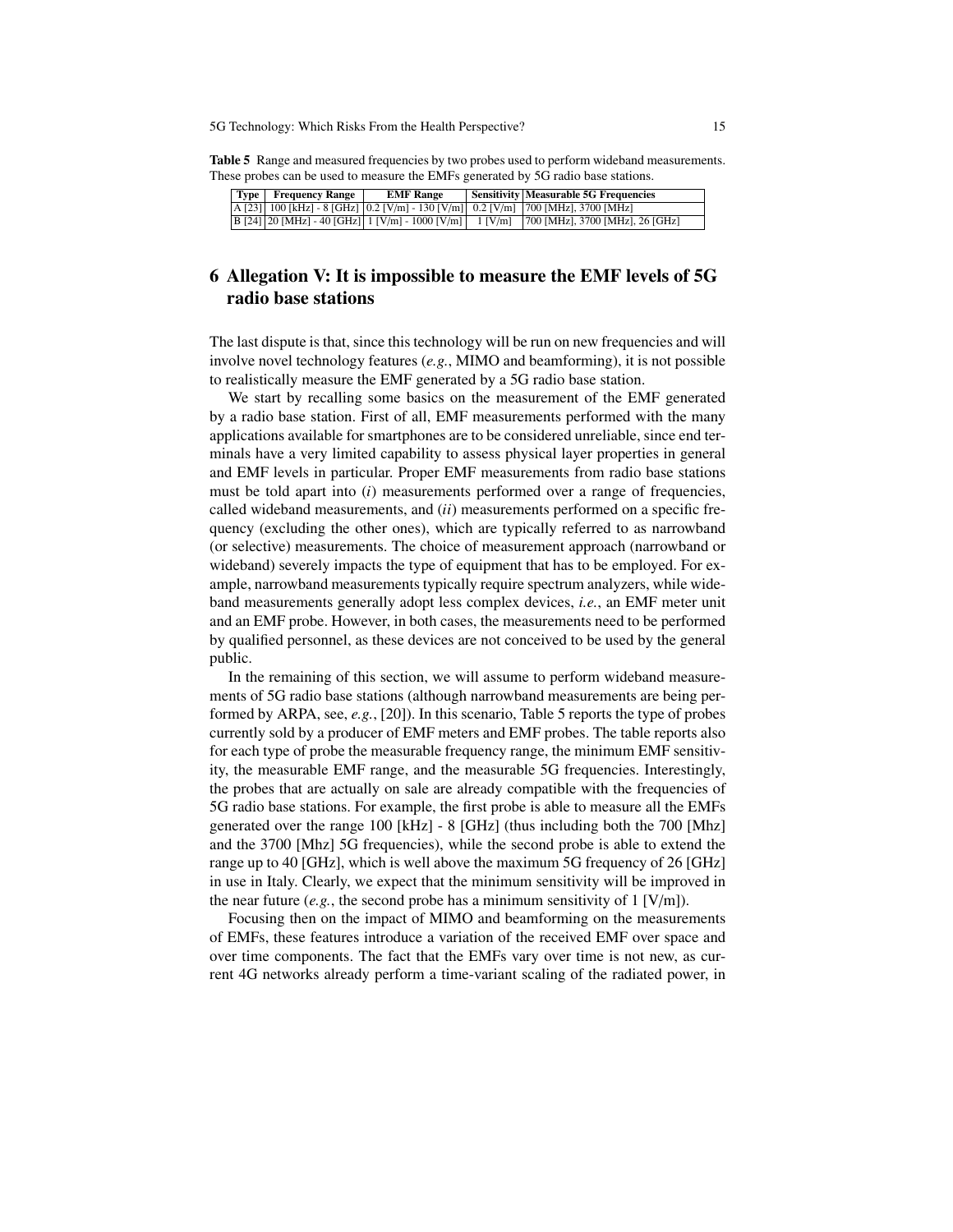**Table 5** Range and measured frequencies by two probes used to perform wideband measurements. These probes can be used to measure the EMFs generated by 5G radio base stations.

| Type | Frequency Range | EMF Range | Sensitivity | Measurable 5G Frequencies |
|---|---|---|---|---|
| A [23] | 100 [kHz] - 8 [GHz] | 0.2 [V/m] - 130 [V/m] | 0.2 [V/m] | 700 [MHz], 3700 [MHz] |
| B [24] | 20 [MHz] - 40 [GHz] | 1 [V/m] - 1000 [V/m] | 1 [V/m] | 700 [MHz], 3700 [MHz], 26 [GHz] |

## 6 Allegation V: It is impossible to measure the EMF levels of 5G radio base stations

The last dispute is that, since this technology will be run on new frequencies and will involve novel technology features (*e.g.*, MIMO and beamforming), it is not possible to realistically measure the EMF generated by a 5G radio base station.

We start by recalling some basics on the measurement of the EMF generated by a radio base station. First of all, EMF measurements performed with the many applications available for smartphones are to be considered unreliable, since end terminals have a very limited capability to assess physical layer properties in general and EMF levels in particular. Proper EMF measurements from radio base stations must be told apart into (*i*) measurements performed over a range of frequencies, called wideband measurements, and (*ii*) measurements performed on a specific frequency (excluding the other ones), which are typically referred to as narrowband (or selective) measurements. The choice of measurement approach (narrowband or wideband) severely impacts the type of equipment that has to be employed. For example, narrowband measurements typically require spectrum analyzers, while wideband measurements generally adopt less complex devices, *i.e.*, an EMF meter unit and an EMF probe. However, in both cases, the measurements need to be performed by qualified personnel, as these devices are not conceived to be used by the general public.

In the remaining of this section, we will assume to perform wideband measurements of 5G radio base stations (although narrowband measurements are being performed by ARPA, see, *e.g.*, [20]). In this scenario, Table 5 reports the type of probes currently sold by a producer of EMF meters and EMF probes. The table reports also for each type of probe the measurable frequency range, the minimum EMF sensitivity, the measurable EMF range, and the measurable 5G frequencies. Interestingly, the probes that are actually on sale are already compatible with the frequencies of 5G radio base stations. For example, the first probe is able to measure all the EMFs generated over the range 100 [kHz] - 8 [GHz] (thus including both the 700 [Mhz] and the 3700 [Mhz] 5G frequencies), while the second probe is able to extend the range up to 40 [GHz], which is well above the maximum 5G frequency of 26 [GHz] in use in Italy. Clearly, we expect that the minimum sensitivity will be improved in the near future (*e.g.*, the second probe has a minimum sensitivity of 1 [V/m]).

Focusing then on the impact of MIMO and beamforming on the measurements of EMFs, these features introduce a variation of the received EMF over space and over time components. The fact that the EMFs vary over time is not new, as current 4G networks already perform a time-variant scaling of the radiated power, in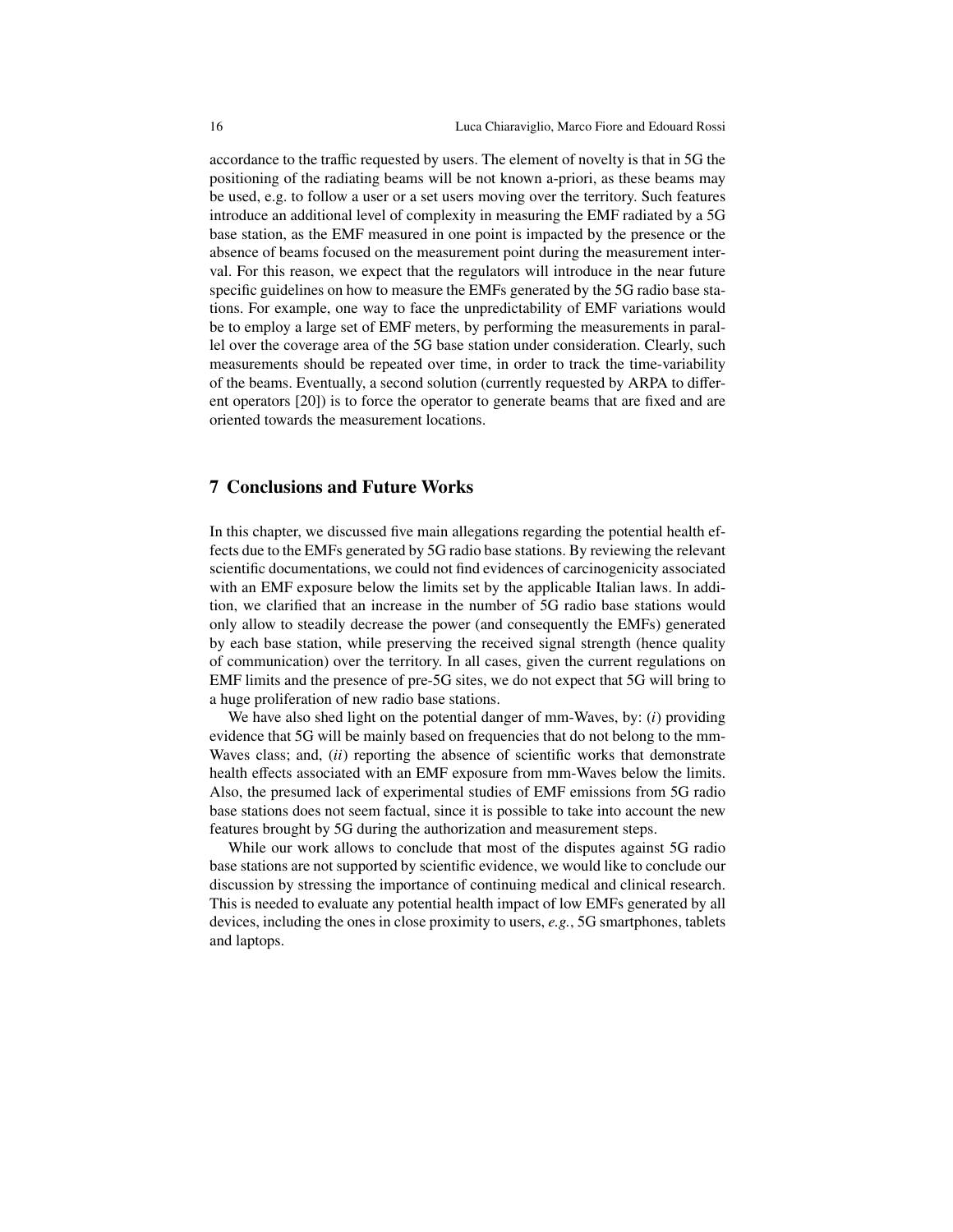accordance to the traffic requested by users. The element of novelty is that in 5G the positioning of the radiating beams will be not known a-priori, as these beams may be used, e.g. to follow a user or a set users moving over the territory. Such features introduce an additional level of complexity in measuring the EMF radiated by a 5G base station, as the EMF measured in one point is impacted by the presence or the absence of beams focused on the measurement point during the measurement interval. For this reason, we expect that the regulators will introduce in the near future specific guidelines on how to measure the EMFs generated by the 5G radio base stations. For example, one way to face the unpredictability of EMF variations would be to employ a large set of EMF meters, by performing the measurements in parallel over the coverage area of the 5G base station under consideration. Clearly, such measurements should be repeated over time, in order to track the time-variability of the beams. Eventually, a second solution (currently requested by ARPA to different operators [20]) is to force the operator to generate beams that are fixed and are oriented towards the measurement locations.

## 7 Conclusions and Future Works

In this chapter, we discussed five main allegations regarding the potential health effects due to the EMFs generated by 5G radio base stations. By reviewing the relevant scientific documentations, we could not find evidences of carcinogenicity associated with an EMF exposure below the limits set by the applicable Italian laws. In addition, we clarified that an increase in the number of 5G radio base stations would only allow to steadily decrease the power (and consequently the EMFs) generated by each base station, while preserving the received signal strength (hence quality of communication) over the territory. In all cases, given the current regulations on EMF limits and the presence of pre-5G sites, we do not expect that 5G will bring to a huge proliferation of new radio base stations.

We have also shed light on the potential danger of mm-Waves, by: (*i*) providing evidence that 5G will be mainly based on frequencies that do not belong to the mm-Waves class; and, (*ii*) reporting the absence of scientific works that demonstrate health effects associated with an EMF exposure from mm-Waves below the limits. Also, the presumed lack of experimental studies of EMF emissions from 5G radio base stations does not seem factual, since it is possible to take into account the new features brought by 5G during the authorization and measurement steps.

While our work allows to conclude that most of the disputes against 5G radio base stations are not supported by scientific evidence, we would like to conclude our discussion by stressing the importance of continuing medical and clinical research. This is needed to evaluate any potential health impact of low EMFs generated by all devices, including the ones in close proximity to users, *e.g.*, 5G smartphones, tablets and laptops.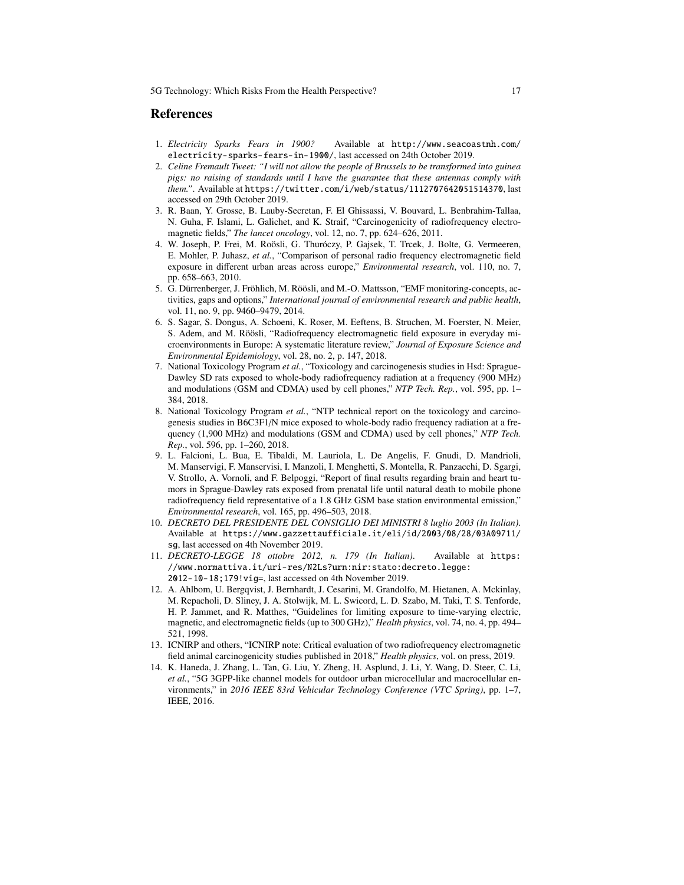## References

1. *Electricity Sparks Fears in 1900?* Available at http://www.seacoastnh.com/electricity-sparks-fears-in-1900/, last accessed on 24th October 2019.
2. *Celine Fremault Tweet: "I will not allow the people of Brussels to be transformed into guinea pigs: no raising of standards until I have the guarantee that these antennas comply with them."*. Available at https://twitter.com/i/web/status/1112707642051514370, last accessed on 29th October 2019.
3. R. Baan, Y. Grosse, B. Lauby-Secretan, F. El Ghissassi, V. Bouvard, L. Benbrahim-Tallaa, N. Guha, F. Islami, L. Galichet, and K. Straif, "Carcinogenicity of radiofrequency electromagnetic fields," *The lancet oncology*, vol. 12, no. 7, pp. 624–626, 2011.
4. W. Joseph, P. Frei, M. Roösli, G. Thuróczy, P. Gajsek, T. Trcek, J. Bolte, G. Vermeeren, E. Mohler, P. Juhasz, *et al.*, "Comparison of personal radio frequency electromagnetic field exposure in different urban areas across europe," *Environmental research*, vol. 110, no. 7, pp. 658–663, 2010.
5. G. Dürrenberger, J. Fröhlich, M. Röösli, and M.-O. Mattsson, "EMF monitoring-concepts, activities, gaps and options," *International journal of environmental research and public health*, vol. 11, no. 9, pp. 9460–9479, 2014.
6. S. Sagar, S. Dongus, A. Schoeni, K. Roser, M. Eeftens, B. Struchen, M. Foerster, N. Meier, S. Adem, and M. Röösli, "Radiofrequency electromagnetic field exposure in everyday microenvironments in Europe: A systematic literature review," *Journal of Exposure Science and Environmental Epidemiology*, vol. 28, no. 2, p. 147, 2018.
7. National Toxicology Program *et al.*, "Toxicology and carcinogenesis studies in Hsd: Sprague-Dawley SD rats exposed to whole-body radiofrequency radiation at a frequency (900 MHz) and modulations (GSM and CDMA) used by cell phones," *NTP Tech. Rep.*, vol. 595, pp. 1–384, 2018.
8. National Toxicology Program *et al.*, "NTP technical report on the toxicology and carcinogenesis studies in B6C3F1/N mice exposed to whole-body radio frequency radiation at a frequency (1,900 MHz) and modulations (GSM and CDMA) used by cell phones," *NTP Tech. Rep.*, vol. 596, pp. 1–260, 2018.
9. L. Falcioni, L. Bua, E. Tibaldi, M. Lauriola, L. De Angelis, F. Gnudi, D. Mandrioli, M. Manservigi, F. Manservisi, I. Manzoli, I. Menghetti, S. Montella, R. Panzacchi, D. Sgargi, V. Strollo, A. Vornoli, and F. Belpoggi, "Report of final results regarding brain and heart tumors in Sprague-Dawley rats exposed from prenatal life until natural death to mobile phone radiofrequency field representative of a 1.8 GHz GSM base station environmental emission," *Environmental research*, vol. 165, pp. 496–503, 2018.
10. *DECRETO DEL PRESIDENTE DEL CONSIGLIO DEI MINISTRI 8 luglio 2003 (In Italian)*. Available at https://www.gazzettaufficiale.it/eli/id/2003/08/28/03A09711/sg, last accessed on 4th November 2019.
11. *DECRETO-LEGGE 18 ottobre 2012, n. 179 (In Italian)*. Available at https://www.normattiva.it/uri-res/N2Ls?urn:nir:stato:decreto.legge:2012-10-18;179!vig=, last accessed on 4th November 2019.
12. A. Ahlbom, U. Bergqvist, J. Bernhardt, J. Cesarini, M. Grandolfo, M. Hietanen, A. Mckinlay, M. Repacholi, D. Sliney, J. A. Stolwijk, M. L. Swicord, L. D. Szabo, M. Taki, T. S. Tenforde, H. P. Jammet, and R. Matthes, "Guidelines for limiting exposure to time-varying electric, magnetic, and electromagnetic fields (up to 300 GHz)," *Health physics*, vol. 74, no. 4, pp. 494–521, 1998.
13. ICNIRP and others, "ICNIRP note: Critical evaluation of two radiofrequency electromagnetic field animal carcinogenicity studies published in 2018," *Health physics*, vol. on press, 2019.
14. K. Haneda, J. Zhang, L. Tan, G. Liu, Y. Zheng, H. Asplund, J. Li, Y. Wang, D. Steer, C. Li, *et al.*, "5G 3GPP-like channel models for outdoor urban microcellular and macrocellular environments," in *2016 IEEE 83rd Vehicular Technology Conference (VTC Spring)*, pp. 1–7, IEEE, 2016.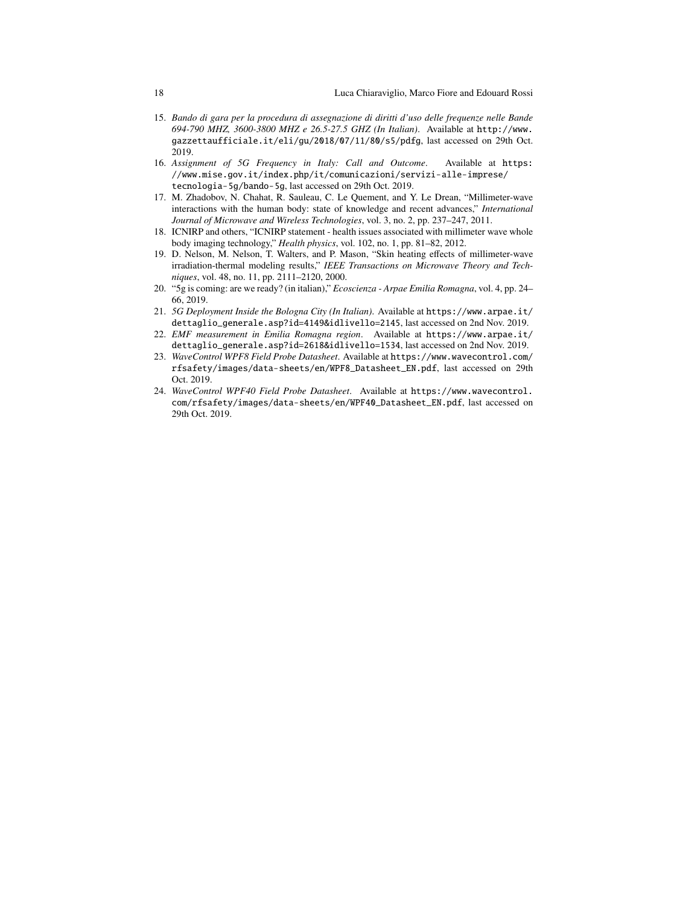15. *Bando di gara per la procedura di assegnazione di diritti d'uso delle frequenze nelle Bande 694-790 MHZ, 3600-3800 MHZ e 26.5-27.5 GHZ (In Italian)*. Available at http://www.gazzettaufficiale.it/eli/gu/2018/07/11/80/s5/pdfg, last accessed on 29th Oct. 2019.
16. *Assignment of 5G Frequency in Italy: Call and Outcome*. Available at https://www.mise.gov.it/index.php/it/comunicazioni/servizi-alle-imprese/tecnologia-5g/bando-5g, last accessed on 29th Oct. 2019.
17. M. Zhadobov, N. Chahat, R. Sauleau, C. Le Quement, and Y. Le Drean, "Millimeter-wave interactions with the human body: state of knowledge and recent advances," *International Journal of Microwave and Wireless Technologies*, vol. 3, no. 2, pp. 237–247, 2011.
18. ICNIRP and others, "ICNIRP statement - health issues associated with millimeter wave whole body imaging technology," *Health physics*, vol. 102, no. 1, pp. 81–82, 2012.
19. D. Nelson, M. Nelson, T. Walters, and P. Mason, "Skin heating effects of millimeter-wave irradiation-thermal modeling results," *IEEE Transactions on Microwave Theory and Techniques*, vol. 48, no. 11, pp. 2111–2120, 2000.
20. "5g is coming: are we ready? (in italian)," *Ecoscienza - Arpae Emilia Romagna*, vol. 4, pp. 24–66, 2019.
21. *5G Deployment Inside the Bologna City (In Italian)*. Available at https://www.arpae.it/dettaglio_generale.asp?id=4149&idlivello=2145, last accessed on 2nd Nov. 2019.
22. *EMF measurement in Emilia Romagna region*. Available at https://www.arpae.it/dettaglio_generale.asp?id=2618&idlivello=1534, last accessed on 2nd Nov. 2019.
23. *WaveControl WPF8 Field Probe Datasheet*. Available at https://www.wavecontrol.com/rfsafety/images/data-sheets/en/WPF8_Datasheet_EN.pdf, last accessed on 29th Oct. 2019.
24. *WaveControl WPF40 Field Probe Datasheet*. Available at https://www.wavecontrol.com/rfsafety/images/data-sheets/en/WPF40_Datasheet_EN.pdf, last accessed on 29th Oct. 2019.